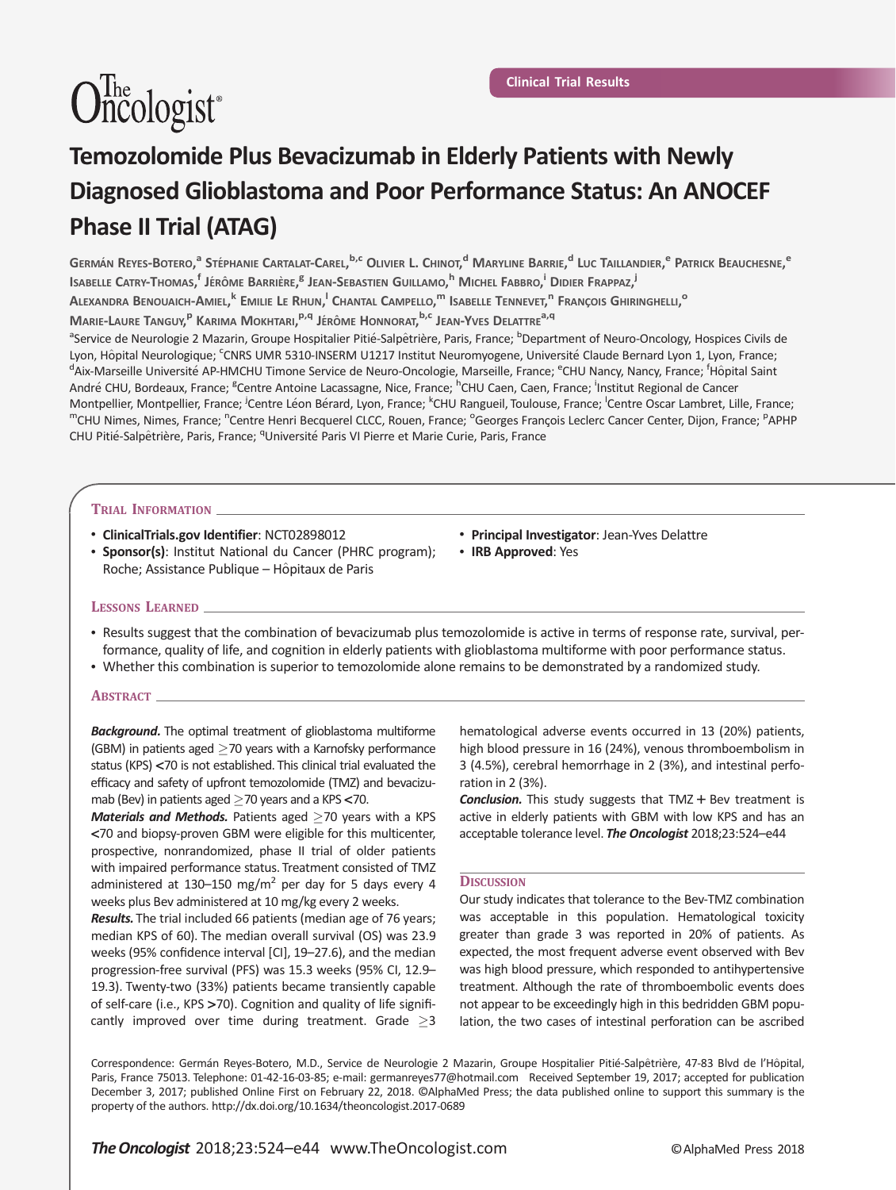Clinical Trial Results

# Temozolomide Plus Bevacizumab in Elderly Patients with Newly Diagnosed Glioblastoma and Poor Performance Status: An ANOCEF Phase II Trial (ATAG)

Germán Reyes-Botero,[a] Stéphanie Cartalat-Carel,[b,c] Olivier L. Chinot,[d] Maryline Barrie,[d] Luc Taillandier,[e] Patrick Beauchesne,[e] Isabelle Catry-Thomas,[f] Jérôme Barrière,[g] Jean-Sebastien Guillamo,[h] Michel Fabbro,[i] Didier Frappaz,[j] Alexandra Benouaich-Amiel,[k] Emilie Le Rhun,[l] Chantal Campello,[m] Isabelle Tennevet,[n] François Ghiringhelli,[o] Marie-Laure Tanguy,[p] Karima Mokhtari,[p,q] Jérôme Honnorat,[b,c] Jean-Yves Delattre[a,q]

[a]Service de Neurologie 2 Mazarin, Groupe Hospitalier Pitié-Salpêtrière, Paris, France; [b]Department of Neuro-Oncology, Hospices Civils de Lyon, Hôpital Neurologique; [c]CNRS UMR 5310-INSERM U1217 Institut Neuromyogene, Université Claude Bernard Lyon 1, Lyon, France; [d]Aix-Marseille Université AP-HMCHU Timone Service de Neuro-Oncologie, Marseille, France; [e]CHU Nancy, Nancy, France; [f]Hôpital Saint André CHU, Bordeaux, France; [g]Centre Antoine Lacassagne, Nice, France; [h]CHU Caen, Caen, France; [i]Institut Regional de Cancer Montpellier, Montpellier, France; [j]Centre Léon Bérard, Lyon, France; [k]CHU Rangueil, Toulouse, France; [l]Centre Oscar Lambret, Lille, France; [m]CHU Nimes, Nimes, France; [n]Centre Henri Becquerel CLCC, Rouen, France; [o]Georges François Leclerc Cancer Center, Dijon, France; [p]APHP CHU Pitié-Salpêtrière, Paris, France; [q]Université Paris VI Pierre et Marie Curie, Paris, France

## Trial Information

- **ClinicalTrials.gov Identifier**: NCT02898012
- **Sponsor(s)**: Institut National du Cancer (PHRC program); Roche; Assistance Publique – Hôpitaux de Paris
- **Principal Investigator**: Jean-Yves Delattre
- **IRB Approved**: Yes

## Lessons Learned

- Results suggest that the combination of bevacizumab plus temozolomide is active in terms of response rate, survival, performance, quality of life, and cognition in elderly patients with glioblastoma multiforme with poor performance status.
- Whether this combination is superior to temozolomide alone remains to be demonstrated by a randomized study.

## Abstract

***Background.*** The optimal treatment of glioblastoma multiforme (GBM) in patients aged ≥70 years with a Karnofsky performance status (KPS) <70 is not established. This clinical trial evaluated the efficacy and safety of upfront temozolomide (TMZ) and bevacizumab (Bev) in patients aged ≥70 years and a KPS <70.

***Materials and Methods.*** Patients aged ≥70 years with a KPS <70 and biopsy-proven GBM were eligible for this multicenter, prospective, nonrandomized, phase II trial of older patients with impaired performance status. Treatment consisted of TMZ administered at 130–150 mg/m$^2$ per day for 5 days every 4 weeks plus Bev administered at 10 mg/kg every 2 weeks.

***Results.*** The trial included 66 patients (median age of 76 years; median KPS of 60). The median overall survival (OS) was 23.9 weeks (95% confidence interval [CI], 19–27.6), and the median progression-free survival (PFS) was 15.3 weeks (95% CI, 12.9–19.3). Twenty-two (33%) patients became transiently capable of self-care (i.e., KPS >70). Cognition and quality of life significantly improved over time during treatment. Grade ≥3 hematological adverse events occurred in 13 (20%) patients, high blood pressure in 16 (24%), venous thromboembolism in 3 (4.5%), cerebral hemorrhage in 2 (3%), and intestinal perforation in 2 (3%).

***Conclusion.*** This study suggests that TMZ + Bev treatment is active in elderly patients with GBM with low KPS and has an acceptable tolerance level. ***The Oncologist*** 2018;23:524–e44

## Discussion

Our study indicates that tolerance to the Bev-TMZ combination was acceptable in this population. Hematological toxicity greater than grade 3 was reported in 20% of patients. As expected, the most frequent adverse event observed with Bev was high blood pressure, which responded to antihypertensive treatment. Although the rate of thromboembolic events does not appear to be exceedingly high in this bedridden GBM population, the two cases of intestinal perforation can be ascribed

Correspondence: Germán Reyes-Botero, M.D., Service de Neurologie 2 Mazarin, Groupe Hospitalier Pitié-Salpêtrière, 47-83 Blvd de l'Hôpital, Paris, France 75013. Telephone: 01-42-16-03-85; e-mail: germanreyes77@hotmail.com Received September 19, 2017; accepted for publication December 3, 2017; published Online First on February 22, 2018. ©AlphaMed Press; the data published online to support this summary is the property of the authors. http://dx.doi.org/10.1634/theoncologist.2017-0689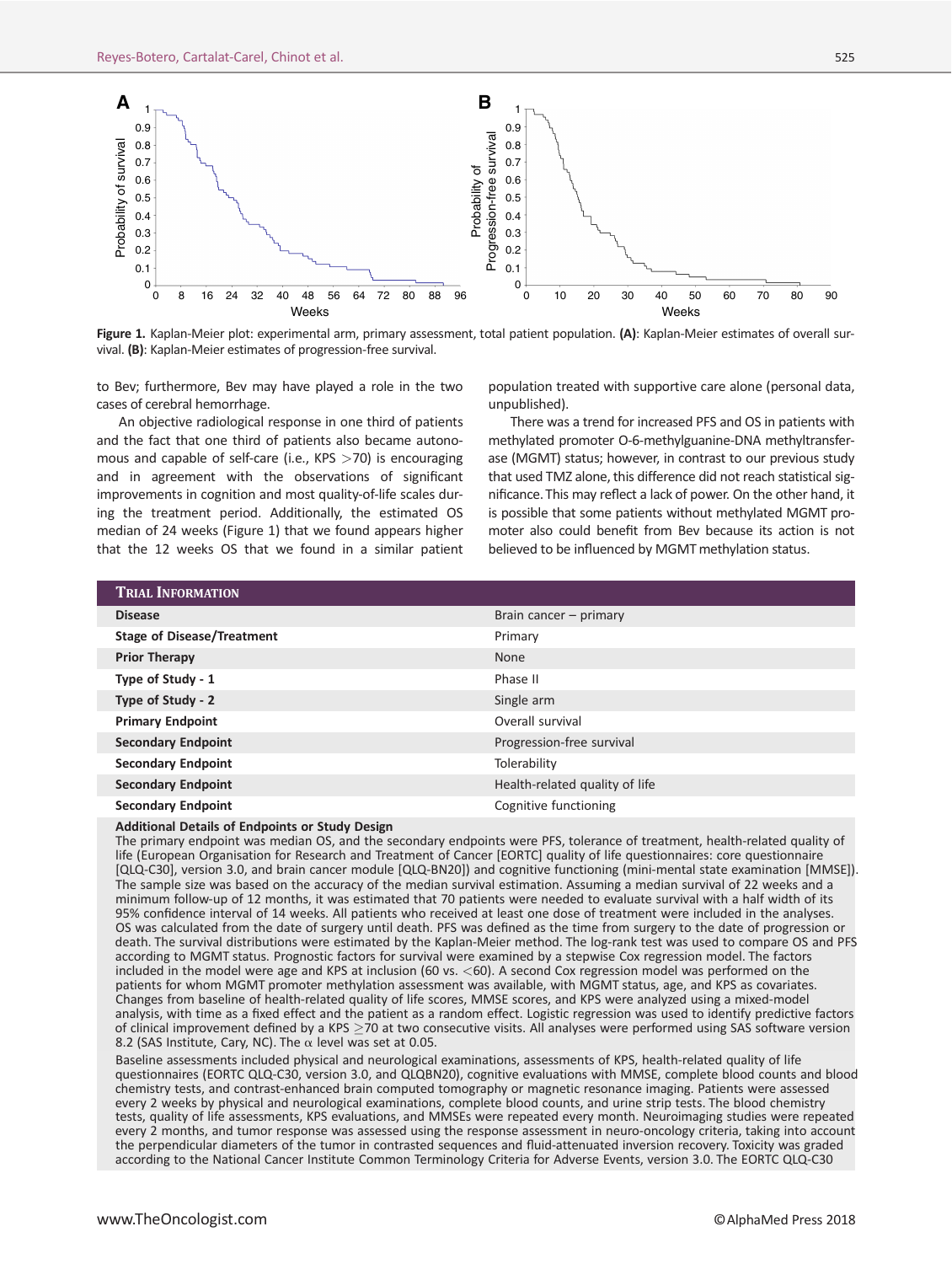Figure 1. Kaplan-Meier plot: experimental arm, primary assessment, total patient population. **(A)**: Kaplan-Meier estimates of overall survival. **(B)**: Kaplan-Meier estimates of progression-free survival.

to Bev; furthermore, Bev may have played a role in the two cases of cerebral hemorrhage.

An objective radiological response in one third of patients and the fact that one third of patients also became autonomous and capable of self-care (i.e., KPS >70) is encouraging and in agreement with the observations of significant improvements in cognition and most quality-of-life scales during the treatment period. Additionally, the estimated OS median of 24 weeks (Figure 1) that we found appears higher that the 12 weeks OS that we found in a similar patient population treated with supportive care alone (personal data, unpublished).

There was a trend for increased PFS and OS in patients with methylated promoter O-6-methylguanine-DNA methyltransferase (MGMT) status; however, in contrast to our previous study that used TMZ alone, this difference did not reach statistical significance. This may reflect a lack of power. On the other hand, it is possible that some patients without methylated MGMT promoter also could benefit from Bev because its action is not believed to be influenced by MGMT methylation status.

| Trial Information | |
|---|---|
| **Disease** | Brain cancer – primary |
| **Stage of Disease/Treatment** | Primary |
| **Prior Therapy** | None |
| **Type of Study - 1** | Phase II |
| **Type of Study - 2** | Single arm |
| **Primary Endpoint** | Overall survival |
| **Secondary Endpoint** | Progression-free survival |
| **Secondary Endpoint** | Tolerability |
| **Secondary Endpoint** | Health-related quality of life |
| **Secondary Endpoint** | Cognitive functioning |

**Additional Details of Endpoints or Study Design**

The primary endpoint was median OS, and the secondary endpoints were PFS, tolerance of treatment, health-related quality of life (European Organisation for Research and Treatment of Cancer [EORTC] quality of life questionnaires: core questionnaire [QLQ-C30], version 3.0, and brain cancer module [QLQ-BN20]) and cognitive functioning (mini-mental state examination [MMSE]). The sample size was based on the accuracy of the median survival estimation. Assuming a median survival of 22 weeks and a minimum follow-up of 12 months, it was estimated that 70 patients were needed to evaluate survival with a half width of its 95% confidence interval of 14 weeks. All patients who received at least one dose of treatment were included in the analyses. OS was calculated from the date of surgery until death. PFS was defined as the time from surgery to the date of progression or death. The survival distributions were estimated by the Kaplan-Meier method. The log-rank test was used to compare OS and PFS according to MGMT status. Prognostic factors for survival were examined by a stepwise Cox regression model. The factors included in the model were age and KPS at inclusion (60 vs. <60). A second Cox regression model was performed on the patients for whom MGMT promoter methylation assessment was available, with MGMT status, age, and KPS as covariates. Changes from baseline of health-related quality of life scores, MMSE scores, and KPS were analyzed using a mixed-model analysis, with time as a fixed effect and the patient as a random effect. Logistic regression was used to identify predictive factors of clinical improvement defined by a KPS ≥70 at two consecutive visits. All analyses were performed using SAS software version 8.2 (SAS Institute, Cary, NC). The $\alpha$ level was set at 0.05.

Baseline assessments included physical and neurological examinations, assessments of KPS, health-related quality of life questionnaires (EORTC QLQ-C30, version 3.0, and QLQBN20), cognitive evaluations with MMSE, complete blood counts and blood chemistry tests, and contrast-enhanced brain computed tomography or magnetic resonance imaging. Patients were assessed every 2 weeks by physical and neurological examinations, complete blood counts, and urine strip tests. The blood chemistry tests, quality of life assessments, KPS evaluations, and MMSEs were repeated every month. Neuroimaging studies were repeated every 2 months, and tumor response was assessed using the response assessment in neuro-oncology criteria, taking into account the perpendicular diameters of the tumor in contrasted sequences and fluid-attenuated inversion recovery. Toxicity was graded according to the National Cancer Institute Common Terminology Criteria for Adverse Events, version 3.0. The EORTC QLQ-C30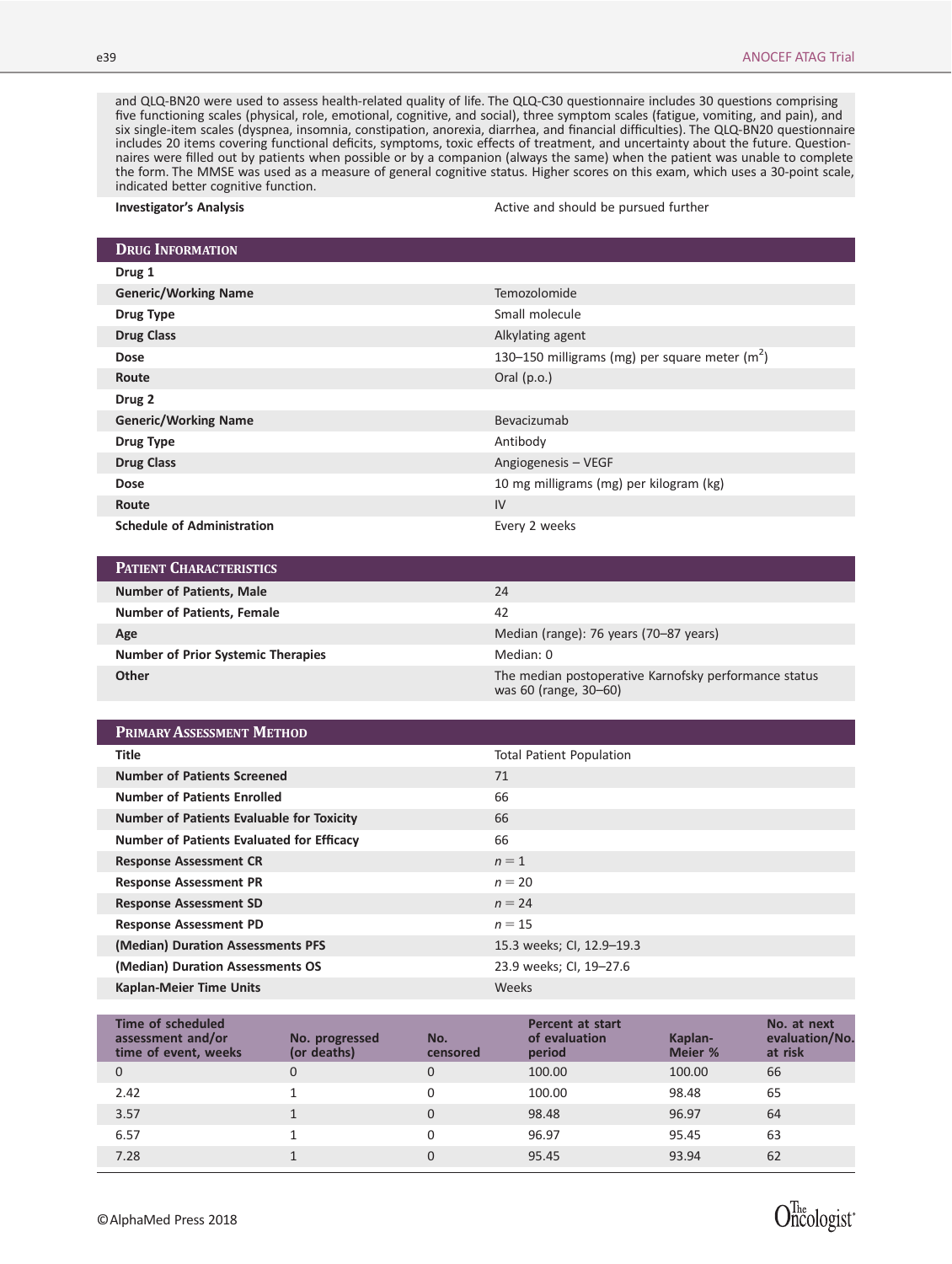and QLQ-BN20 were used to assess health-related quality of life. The QLQ-C30 questionnaire includes 30 questions comprising five functioning scales (physical, role, emotional, cognitive, and social), three symptom scales (fatigue, vomiting, and pain), and six single-item scales (dyspnea, insomnia, constipation, anorexia, diarrhea, and financial difficulties). The QLQ-BN20 questionnaire includes 20 items covering functional deficits, symptoms, toxic effects of treatment, and uncertainty about the future. Questionnaires were filled out by patients when possible or by a companion (always the same) when the patient was unable to complete the form. The MMSE was used as a measure of general cognitive status. Higher scores on this exam, which uses a 30-point scale, indicated better cognitive function.

| | |
|---|---|
| **Investigator's Analysis** | Active and should be pursued further |

## Drug Information

| | |
|---|---|
| **Drug 1** | |
| **Generic/Working Name** | Temozolomide |
| **Drug Type** | Small molecule |
| **Drug Class** | Alkylating agent |
| **Dose** | 130–150 milligrams (mg) per square meter ($m^2$) |
| **Route** | Oral (p.o.) |
| **Drug 2** | |
| **Generic/Working Name** | Bevacizumab |
| **Drug Type** | Antibody |
| **Drug Class** | Angiogenesis – VEGF |
| **Dose** | 10 mg milligrams (mg) per kilogram (kg) |
| **Route** | IV |
| **Schedule of Administration** | Every 2 weeks |

## Patient Characteristics

| | |
|---|---|
| **Number of Patients, Male** | 24 |
| **Number of Patients, Female** | 42 |
| **Age** | Median (range): 76 years (70–87 years) |
| **Number of Prior Systemic Therapies** | Median: 0 |
| **Other** | The median postoperative Karnofsky performance status was 60 (range, 30–60) |

## Primary Assessment Method

| | |
|---|---|
| **Title** | Total Patient Population |
| **Number of Patients Screened** | 71 |
| **Number of Patients Enrolled** | 66 |
| **Number of Patients Evaluable for Toxicity** | 66 |
| **Number of Patients Evaluated for Efficacy** | 66 |
| **Response Assessment CR** | $n = 1$ |
| **Response Assessment PR** | $n = 20$ |
| **Response Assessment SD** | $n = 24$ |
| **Response Assessment PD** | $n = 15$ |
| **(Median) Duration Assessments PFS** | 15.3 weeks; CI, 12.9–19.3 |
| **(Median) Duration Assessments OS** | 23.9 weeks; CI, 19–27.6 |
| **Kaplan-Meier Time Units** | Weeks |

| Time of scheduled assessment and/or time of event, weeks | No. progressed (or deaths) | No. censored | Percent at start of evaluation period | Kaplan-Meier % | No. at next evaluation/No. at risk |
|---|---|---|---|---|---|
| 0 | 0 | 0 | 100.00 | 100.00 | 66 |
| 2.42 | 1 | 0 | 100.00 | 98.48 | 65 |
| 3.57 | 1 | 0 | 98.48 | 96.97 | 64 |
| 6.57 | 1 | 0 | 96.97 | 95.45 | 63 |
| 7.28 | 1 | 0 | 95.45 | 93.94 | 62 |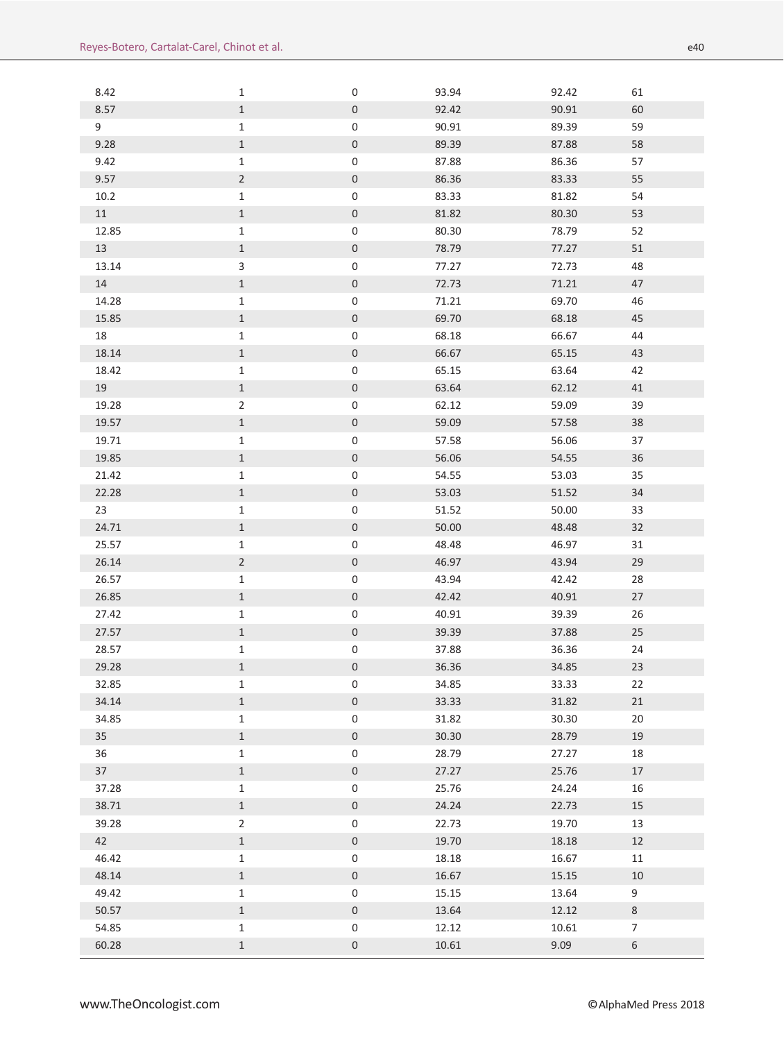| | | | | | |
|---|---|---|---|---|---|
| 8.42 | 1 | 0 | 93.94 | 92.42 | 61 |
| 8.57 | 1 | 0 | 92.42 | 90.91 | 60 |
| 9 | 1 | 0 | 90.91 | 89.39 | 59 |
| 9.28 | 1 | 0 | 89.39 | 87.88 | 58 |
| 9.42 | 1 | 0 | 87.88 | 86.36 | 57 |
| 9.57 | 2 | 0 | 86.36 | 83.33 | 55 |
| 10.2 | 1 | 0 | 83.33 | 81.82 | 54 |
| 11 | 1 | 0 | 81.82 | 80.30 | 53 |
| 12.85 | 1 | 0 | 80.30 | 78.79 | 52 |
| 13 | 1 | 0 | 78.79 | 77.27 | 51 |
| 13.14 | 3 | 0 | 77.27 | 72.73 | 48 |
| 14 | 1 | 0 | 72.73 | 71.21 | 47 |
| 14.28 | 1 | 0 | 71.21 | 69.70 | 46 |
| 15.85 | 1 | 0 | 69.70 | 68.18 | 45 |
| 18 | 1 | 0 | 68.18 | 66.67 | 44 |
| 18.14 | 1 | 0 | 66.67 | 65.15 | 43 |
| 18.42 | 1 | 0 | 65.15 | 63.64 | 42 |
| 19 | 1 | 0 | 63.64 | 62.12 | 41 |
| 19.28 | 2 | 0 | 62.12 | 59.09 | 39 |
| 19.57 | 1 | 0 | 59.09 | 57.58 | 38 |
| 19.71 | 1 | 0 | 57.58 | 56.06 | 37 |
| 19.85 | 1 | 0 | 56.06 | 54.55 | 36 |
| 21.42 | 1 | 0 | 54.55 | 53.03 | 35 |
| 22.28 | 1 | 0 | 53.03 | 51.52 | 34 |
| 23 | 1 | 0 | 51.52 | 50.00 | 33 |
| 24.71 | 1 | 0 | 50.00 | 48.48 | 32 |
| 25.57 | 1 | 0 | 48.48 | 46.97 | 31 |
| 26.14 | 2 | 0 | 46.97 | 43.94 | 29 |
| 26.57 | 1 | 0 | 43.94 | 42.42 | 28 |
| 26.85 | 1 | 0 | 42.42 | 40.91 | 27 |
| 27.42 | 1 | 0 | 40.91 | 39.39 | 26 |
| 27.57 | 1 | 0 | 39.39 | 37.88 | 25 |
| 28.57 | 1 | 0 | 37.88 | 36.36 | 24 |
| 29.28 | 1 | 0 | 36.36 | 34.85 | 23 |
| 32.85 | 1 | 0 | 34.85 | 33.33 | 22 |
| 34.14 | 1 | 0 | 33.33 | 31.82 | 21 |
| 34.85 | 1 | 0 | 31.82 | 30.30 | 20 |
| 35 | 1 | 0 | 30.30 | 28.79 | 19 |
| 36 | 1 | 0 | 28.79 | 27.27 | 18 |
| 37 | 1 | 0 | 27.27 | 25.76 | 17 |
| 37.28 | 1 | 0 | 25.76 | 24.24 | 16 |
| 38.71 | 1 | 0 | 24.24 | 22.73 | 15 |
| 39.28 | 2 | 0 | 22.73 | 19.70 | 13 |
| 42 | 1 | 0 | 19.70 | 18.18 | 12 |
| 46.42 | 1 | 0 | 18.18 | 16.67 | 11 |
| 48.14 | 1 | 0 | 16.67 | 15.15 | 10 |
| 49.42 | 1 | 0 | 15.15 | 13.64 | 9 |
| 50.57 | 1 | 0 | 13.64 | 12.12 | 8 |
| 54.85 | 1 | 0 | 12.12 | 10.61 | 7 |
| 60.28 | 1 | 0 | 10.61 | 9.09 | 6 |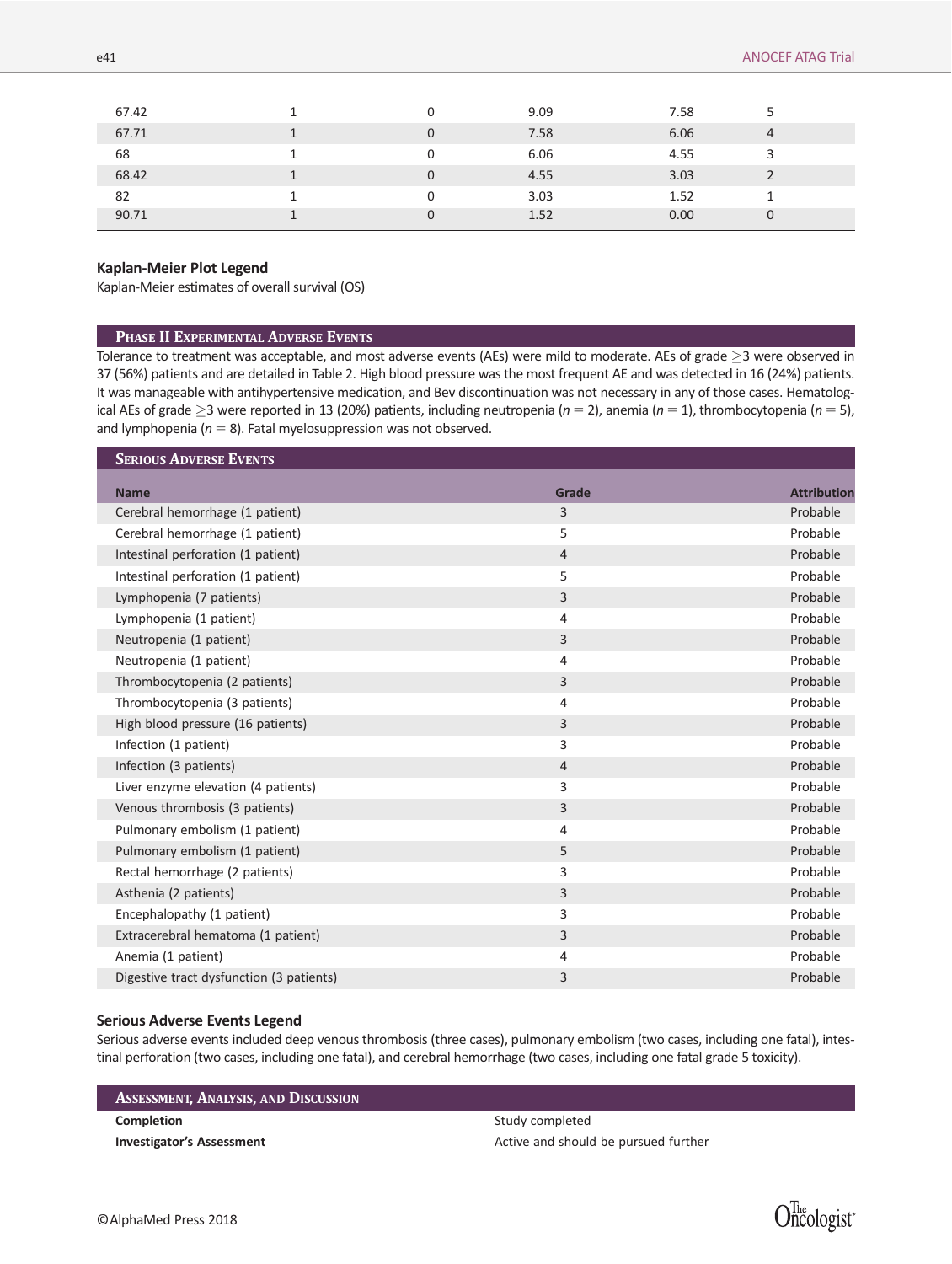| | | | | | |
|---|---|---|---|---|---|
| 67.42 | 1 | 0 | 9.09 | 7.58 | 5 |
| 67.71 | 1 | 0 | 7.58 | 6.06 | 4 |
| 68 | 1 | 0 | 6.06 | 4.55 | 3 |
| 68.42 | 1 | 0 | 4.55 | 3.03 | 2 |
| 82 | 1 | 0 | 3.03 | 1.52 | 1 |
| 90.71 | 1 | 0 | 1.52 | 0.00 | 0 |

### Kaplan-Meier Plot Legend

Kaplan-Meier estimates of overall survival (OS)

## Phase II Experimental Adverse Events

Tolerance to treatment was acceptable, and most adverse events (AEs) were mild to moderate. AEs of grade ≥3 were observed in 37 (56%) patients and are detailed in Table 2. High blood pressure was the most frequent AE and was detected in 16 (24%) patients. It was manageable with antihypertensive medication, and Bev discontinuation was not necessary in any of those cases. Hematological AEs of grade ≥3 were reported in 13 (20%) patients, including neutropenia ($n = 2$), anemia ($n = 1$), thrombocytopenia ($n = 5$), and lymphopenia ($n = 8$). Fatal myelosuppression was not observed.

## Serious Adverse Events

| Name | Grade | Attribution |
|---|---|---|
| Cerebral hemorrhage (1 patient) | 3 | Probable |
| Cerebral hemorrhage (1 patient) | 5 | Probable |
| Intestinal perforation (1 patient) | 4 | Probable |
| Intestinal perforation (1 patient) | 5 | Probable |
| Lymphopenia (7 patients) | 3 | Probable |
| Lymphopenia (1 patient) | 4 | Probable |
| Neutropenia (1 patient) | 3 | Probable |
| Neutropenia (1 patient) | 4 | Probable |
| Thrombocytopenia (2 patients) | 3 | Probable |
| Thrombocytopenia (3 patients) | 4 | Probable |
| High blood pressure (16 patients) | 3 | Probable |
| Infection (1 patient) | 3 | Probable |
| Infection (3 patients) | 4 | Probable |
| Liver enzyme elevation (4 patients) | 3 | Probable |
| Venous thrombosis (3 patients) | 3 | Probable |
| Pulmonary embolism (1 patient) | 4 | Probable |
| Pulmonary embolism (1 patient) | 5 | Probable |
| Rectal hemorrhage (2 patients) | 3 | Probable |
| Asthenia (2 patients) | 3 | Probable |
| Encephalopathy (1 patient) | 3 | Probable |
| Extracerebral hematoma (1 patient) | 3 | Probable |
| Anemia (1 patient) | 4 | Probable |
| Digestive tract dysfunction (3 patients) | 3 | Probable |

### Serious Adverse Events Legend

Serious adverse events included deep venous thrombosis (three cases), pulmonary embolism (two cases, including one fatal), intestinal perforation (two cases, including one fatal), and cerebral hemorrhage (two cases, including one fatal grade 5 toxicity).

## Assessment, Analysis, and Discussion

| | |
|---|---|
| **Completion** | Study completed |
| **Investigator's Assessment** | Active and should be pursued further |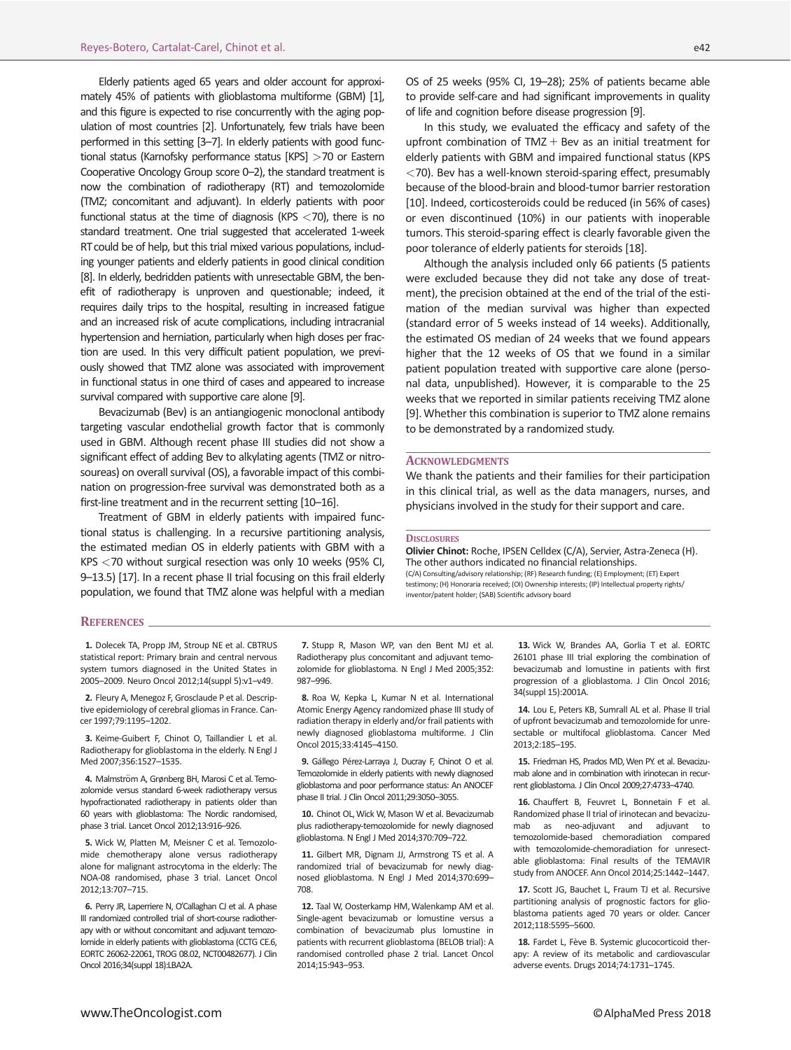Elderly patients aged 65 years and older account for approximately 45% of patients with glioblastoma multiforme (GBM) [1], and this figure is expected to rise concurrently with the aging population of most countries [2]. Unfortunately, few trials have been performed in this setting [3–7]. In elderly patients with good functional status (Karnofsky performance status [KPS] >70 or Eastern Cooperative Oncology Group score 0–2), the standard treatment is now the combination of radiotherapy (RT) and temozolomide (TMZ; concomitant and adjuvant). In elderly patients with poor functional status at the time of diagnosis (KPS <70), there is no standard treatment. One trial suggested that accelerated 1-week RT could be of help, but this trial mixed various populations, including younger patients and elderly patients in good clinical condition [8]. In elderly, bedridden patients with unresectable GBM, the benefit of radiotherapy is unproven and questionable; indeed, it requires daily trips to the hospital, resulting in increased fatigue and an increased risk of acute complications, including intracranial hypertension and herniation, particularly when high doses per fraction are used. In this very difficult patient population, we previously showed that TMZ alone was associated with improvement in functional status in one third of cases and appeared to increase survival compared with supportive care alone [9].

Bevacizumab (Bev) is an antiangiogenic monoclonal antibody targeting vascular endothelial growth factor that is commonly used in GBM. Although recent phase III studies did not show a significant effect of adding Bev to alkylating agents (TMZ or nitrosoureas) on overall survival (OS), a favorable impact of this combination on progression-free survival was demonstrated both as a first-line treatment and in the recurrent setting [10–16].

Treatment of GBM in elderly patients with impaired functional status is challenging. In a recursive partitioning analysis, the estimated median OS in elderly patients with GBM with a KPS <70 without surgical resection was only 10 weeks (95% CI, 9–13.5) [17]. In a recent phase II trial focusing on this frail elderly population, we found that TMZ alone was helpful with a median OS of 25 weeks (95% CI, 19–28); 25% of patients became able to provide self-care and had significant improvements in quality of life and cognition before disease progression [9].

In this study, we evaluated the efficacy and safety of the upfront combination of TMZ + Bev as an initial treatment for elderly patients with GBM and impaired functional status (KPS <70). Bev has a well-known steroid-sparing effect, presumably because of the blood-brain and blood-tumor barrier restoration [10]. Indeed, corticosteroids could be reduced (in 56% of cases) or even discontinued (10%) in our patients with inoperable tumors. This steroid-sparing effect is clearly favorable given the poor tolerance of elderly patients for steroids [18].

Although the analysis included only 66 patients (5 patients were excluded because they did not take any dose of treatment), the precision obtained at the end of the trial of the estimation of the median survival was higher than expected (standard error of 5 weeks instead of 14 weeks). Additionally, the estimated OS median of 24 weeks that we found appears higher that the 12 weeks of OS that we found in a similar patient population treated with supportive care alone (personal data, unpublished). However, it is comparable to the 25 weeks that we reported in similar patients receiving TMZ alone [9]. Whether this combination is superior to TMZ alone remains to be demonstrated by a randomized study.

## Acknowledgments

We thank the patients and their families for their participation in this clinical trial, as well as the data managers, nurses, and physicians involved in the study for their support and care.

## Disclosures

**Olivier Chinot:** Roche, IPSEN Celldex (C/A), Servier, Astra-Zeneca (H). The other authors indicated no financial relationships.

(C/A) Consulting/advisory relationship; (RF) Research funding; (E) Employment; (ET) Expert testimony; (H) Honoraria received; (OI) Ownership interests; (IP) Intellectual property rights/inventor/patent holder; (SAB) Scientific advisory board

## References

1. Dolecek TA, Propp JM, Stroup NE et al. CBTRUS statistical report: Primary brain and central nervous system tumors diagnosed in the United States in 2005–2009. Neuro Oncol 2012;14(suppl 5):v1–v49.

2. Fleury A, Menegoz F, Grosclaude P et al. Descriptive epidemiology of cerebral gliomas in France. Cancer 1997;79:1195–1202.

3. Keime-Guibert F, Chinot O, Taillandier L et al. Radiotherapy for glioblastoma in the elderly. N Engl J Med 2007;356:1527–1535.

4. Malmström A, Grønberg BH, Marosi C et al. Temozolomide versus standard 6-week radiotherapy versus hypofractionated radiotherapy in patients older than 60 years with glioblastoma: The Nordic randomised, phase 3 trial. Lancet Oncol 2012;13:916–926.

5. Wick W, Platten M, Meisner C et al. Temozolomide chemotherapy alone versus radiotherapy alone for malignant astrocytoma in the elderly: The NOA-08 randomised, phase 3 trial. Lancet Oncol 2012;13:707–715.

6. Perry JR, Laperriere N, O'Callaghan CJ et al. A phase III randomized controlled trial of short-course radiotherapy with or without concomitant and adjuvant temozolomide in elderly patients with glioblastoma (CCTG CE.6, EORTC 26062-22061, TROG 08.02, NCT00482677). J Clin Oncol 2016;34(suppl 18):LBA2A.

7. Stupp R, Mason WP, van den Bent MJ et al. Radiotherapy plus concomitant and adjuvant temozolomide for glioblastoma. N Engl J Med 2005;352: 987–996.

8. Roa W, Kepka L, Kumar N et al. International Atomic Energy Agency randomized phase III study of radiation therapy in elderly and/or frail patients with newly diagnosed glioblastoma multiforme. J Clin Oncol 2015;33:4145–4150.

9. Gállego Pérez-Larraya J, Ducray F, Chinot O et al. Temozolomide in elderly patients with newly diagnosed glioblastoma and poor performance status: An ANOCEF phase II trial. J Clin Oncol 2011;29:3050–3055.

10. Chinot OL, Wick W, Mason W et al. Bevacizumab plus radiotherapy-temozolomide for newly diagnosed glioblastoma. N Engl J Med 2014;370:709–722.

11. Gilbert MR, Dignam JJ, Armstrong TS et al. A randomized trial of bevacizumab for newly diagnosed glioblastoma. N Engl J Med 2014;370:699–708.

12. Taal W, Oosterkamp HM, Walenkamp AM et al. Single-agent bevacizumab or lomustine versus a combination of bevacizumab plus lomustine in patients with recurrent glioblastoma (BELOB trial): A randomised controlled phase 2 trial. Lancet Oncol 2014;15:943–953.

13. Wick W, Brandes AA, Gorlia T et al. EORTC 26101 phase III trial exploring the combination of bevacizumab and lomustine in patients with first progression of a glioblastoma. J Clin Oncol 2016; 34(suppl 15):2001A.

14. Lou E, Peters KB, Sumrall AL et al. Phase II trial of upfront bevacizumab and temozolomide for unresectable or multifocal glioblastoma. Cancer Med 2013;2:185–195.

15. Friedman HS, Prados MD, Wen PY. et al. Bevacizumab alone and in combination with irinotecan in recurrent glioblastoma. J Clin Oncol 2009;27:4733–4740.

16. Chauffert B, Feuvret L, Bonnetain F et al. Randomized phase II trial of irinotecan and bevacizumab as neo-adjuvant and adjuvant to temozolomide-based chemoradiation compared with temozolomide-chemoradiation for unresectable glioblastoma: Final results of the TEMAVIR study from ANOCEF. Ann Oncol 2014;25:1442–1447.

17. Scott JG, Bauchet L, Fraum TJ et al. Recursive partitioning analysis of prognostic factors for glioblastoma patients aged 70 years or older. Cancer 2012;118:5595–5600.

18. Fardet L, Fève B. Systemic glucocorticoid therapy: A review of its metabolic and cardiovascular adverse events. Drugs 2014;74:1731–1745.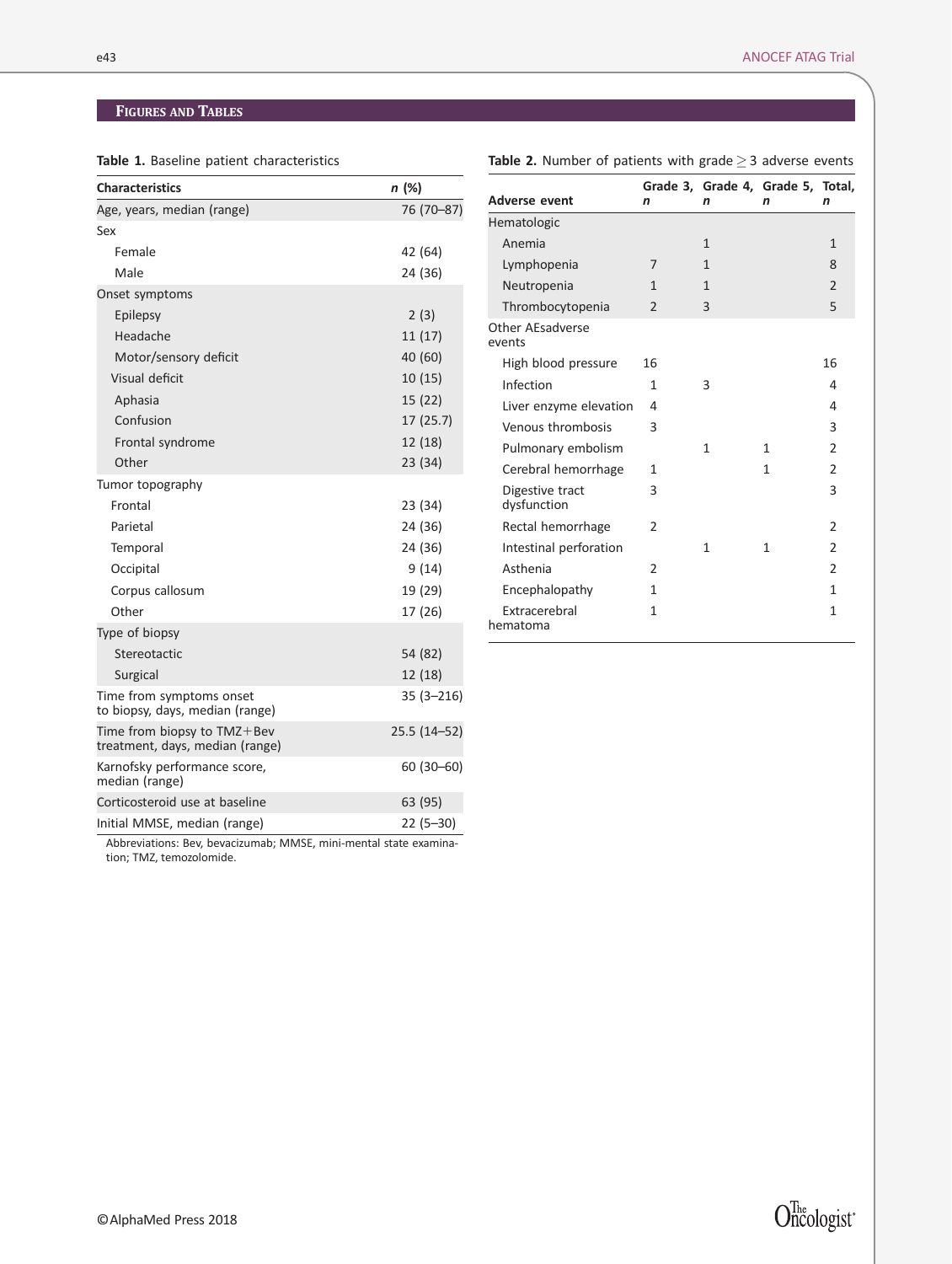## Figures and Tables

**Table 1.** Baseline patient characteristics

| Characteristics | n (%) |
|---|---|
| Age, years, median (range) | 76 (70–87) |
| Sex | |
| Female | 42 (64) |
| Male | 24 (36) |
| Onset symptoms | |
| Epilepsy | 2 (3) |
| Headache | 11 (17) |
| Motor/sensory deficit | 40 (60) |
| Visual deficit | 10 (15) |
| Aphasia | 15 (22) |
| Confusion | 17 (25.7) |
| Frontal syndrome | 12 (18) |
| Other | 23 (34) |
| Tumor topography | |
| Frontal | 23 (34) |
| Parietal | 24 (36) |
| Temporal | 24 (36) |
| Occipital | 9 (14) |
| Corpus callosum | 19 (29) |
| Other | 17 (26) |
| Type of biopsy | |
| Stereotactic | 54 (82) |
| Surgical | 12 (18) |
| Time from symptoms onset to biopsy, days, median (range) | 35 (3–216) |
| Time from biopsy to TMZ+Bev treatment, days, median (range) | 25.5 (14–52) |
| Karnofsky performance score, median (range) | 60 (30–60) |
| Corticosteroid use at baseline | 63 (95) |
| Initial MMSE, median (range) | 22 (5–30) |

Abbreviations: Bev, bevacizumab; MMSE, mini-mental state examination; TMZ, temozolomide.

**Table 2.** Number of patients with grade ≥ 3 adverse events

| Adverse event | Grade 3, n | Grade 4, n | Grade 5, n | Total, n |
|---|---|---|---|---|
| Hematologic | | | | |
| Anemia | | 1 | | 1 |
| Lymphopenia | 7 | 1 | | 8 |
| Neutropenia | 1 | 1 | | 2 |
| Thrombocytopenia | 2 | 3 | | 5 |
| Other AEsadverse events | | | | |
| High blood pressure | 16 | | | 16 |
| Infection | 1 | 3 | | 4 |
| Liver enzyme elevation | 4 | | | 4 |
| Venous thrombosis | 3 | | | 3 |
| Pulmonary embolism | | 1 | 1 | 2 |
| Cerebral hemorrhage | 1 | | 1 | 2 |
| Digestive tract dysfunction | 3 | | | 3 |
| Rectal hemorrhage | 2 | | | 2 |
| Intestinal perforation | | 1 | 1 | 2 |
| Asthenia | 2 | | | 2 |
| Encephalopathy | 1 | | | 1 |
| Extracerebral hematoma | 1 | | | 1 |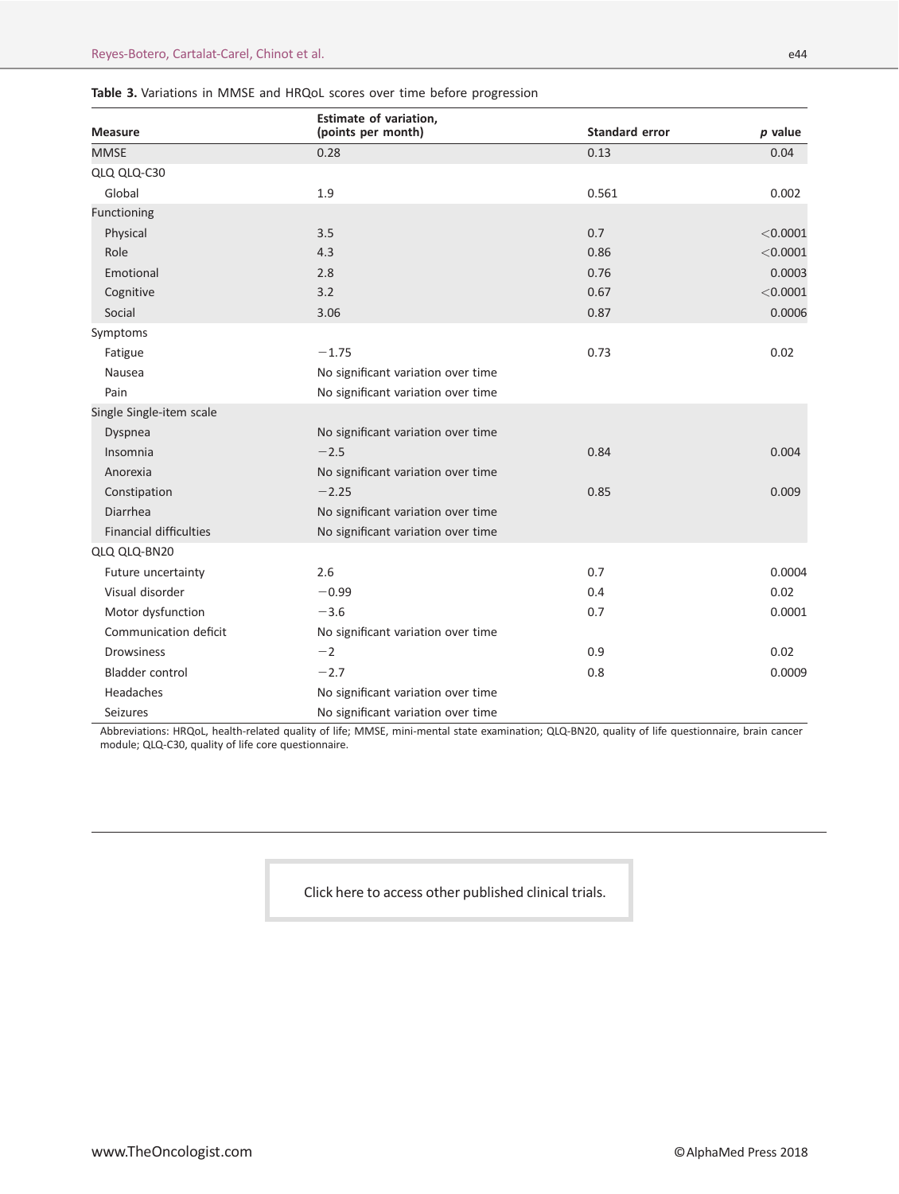**Table 3.** Variations in MMSE and HRQoL scores over time before progression

| Measure | Estimate of variation, (points per month) | Standard error | *p* value |
|---|---|---|---|
| MMSE | 0.28 | 0.13 | 0.04 |
| QLQ QLQ-C30 | | | |
| Global | 1.9 | 0.561 | 0.002 |
| Functioning | | | |
| Physical | 3.5 | 0.7 | <0.0001 |
| Role | 4.3 | 0.86 | <0.0001 |
| Emotional | 2.8 | 0.76 | 0.0003 |
| Cognitive | 3.2 | 0.67 | <0.0001 |
| Social | 3.06 | 0.87 | 0.0006 |
| Symptoms | | | |
| Fatigue | −1.75 | 0.73 | 0.02 |
| Nausea | No significant variation over time | | |
| Pain | No significant variation over time | | |
| Single Single-item scale | | | |
| Dyspnea | No significant variation over time | | |
| Insomnia | −2.5 | 0.84 | 0.004 |
| Anorexia | No significant variation over time | | |
| Constipation | −2.25 | 0.85 | 0.009 |
| Diarrhea | No significant variation over time | | |
| Financial difficulties | No significant variation over time | | |
| QLQ QLQ-BN20 | | | |
| Future uncertainty | 2.6 | 0.7 | 0.0004 |
| Visual disorder | −0.99 | 0.4 | 0.02 |
| Motor dysfunction | −3.6 | 0.7 | 0.0001 |
| Communication deficit | No significant variation over time | | |
| Drowsiness | −2 | 0.9 | 0.02 |
| Bladder control | −2.7 | 0.8 | 0.0009 |
| Headaches | No significant variation over time | | |
| Seizures | No significant variation over time | | |

Abbreviations: HRQoL, health-related quality of life; MMSE, mini-mental state examination; QLQ-BN20, quality of life questionnaire, brain cancer module; QLQ-C30, quality of life core questionnaire.

Click here to access other published clinical trials.